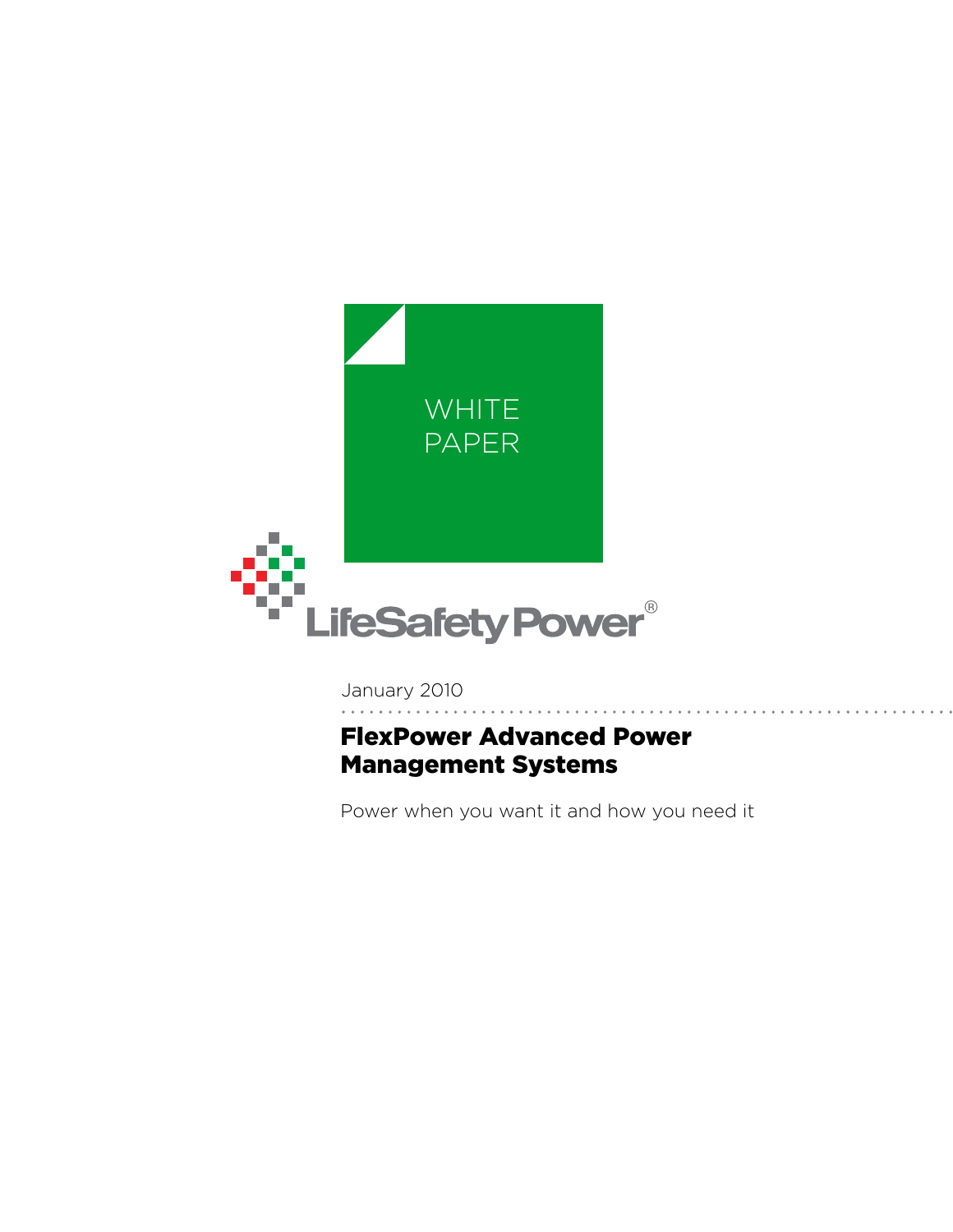WHITE PAPER

LifeSafety Power®

January 2010

# FlexPower Advanced Power Management Systems

Power when you want it and how you need it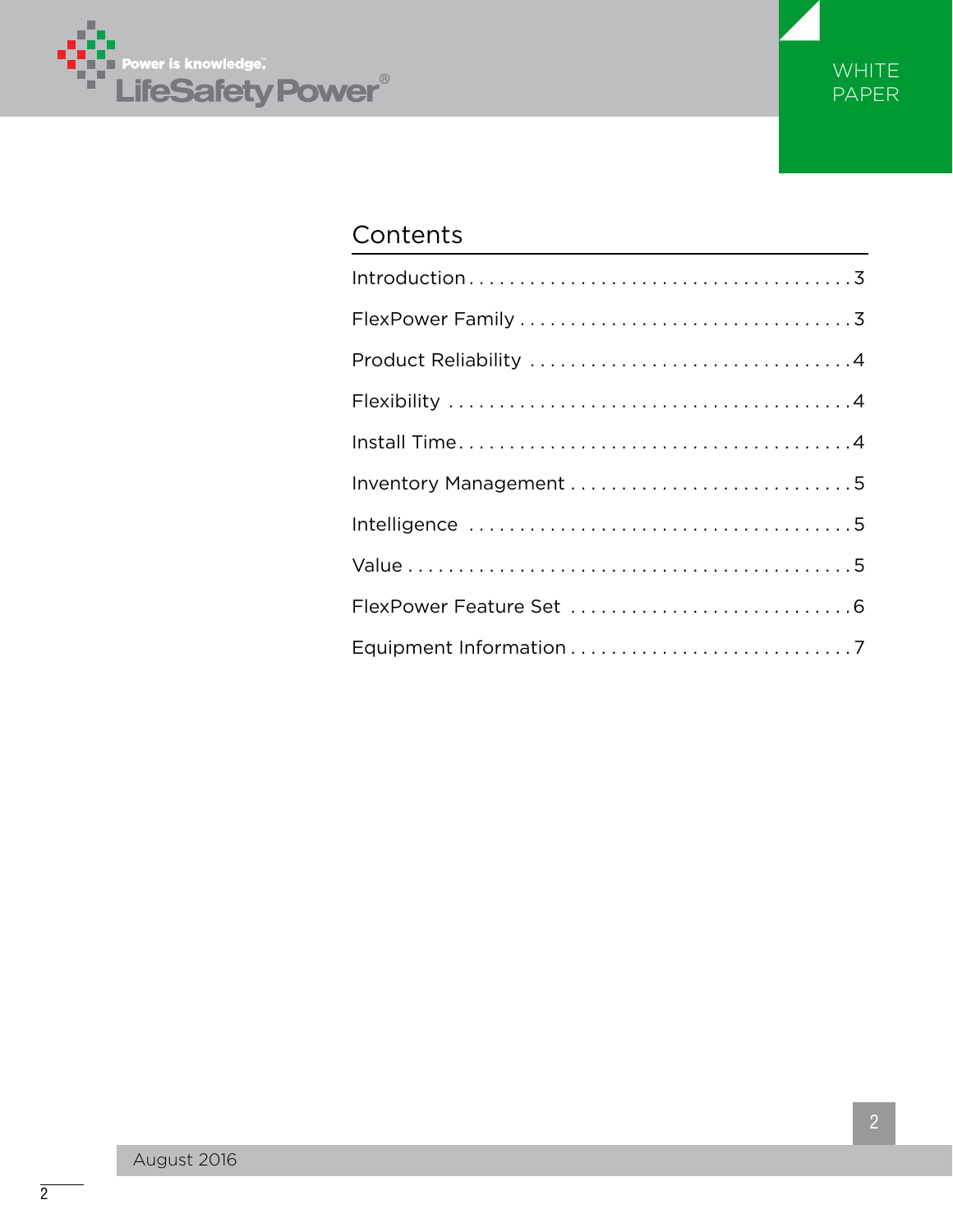## Contents

| | |
|---|---|
| Introduction | 3 |
| FlexPower Family | 3 |
| Product Reliability | 4 |
| Flexibility | 4 |
| Install Time | 4 |
| Inventory Management | 5 |
| Intelligence | 5 |
| Value | 5 |
| FlexPower Feature Set | 6 |
| Equipment Information | 7 |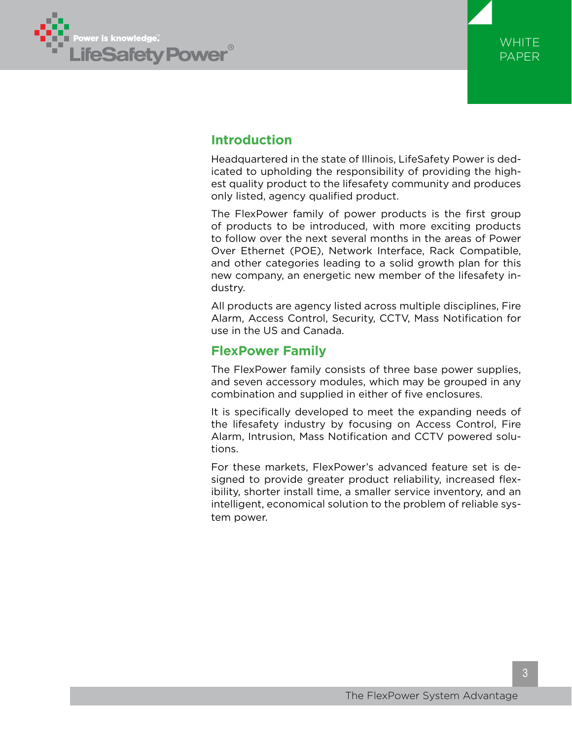## Introduction

Headquartered in the state of Illinois, LifeSafety Power is dedicated to upholding the responsibility of providing the highest quality product to the lifesafety community and produces only listed, agency qualified product.

The FlexPower family of power products is the first group of products to be introduced, with more exciting products to follow over the next several months in the areas of Power Over Ethernet (POE), Network Interface, Rack Compatible, and other categories leading to a solid growth plan for this new company, an energetic new member of the lifesafety industry.

All products are agency listed across multiple disciplines, Fire Alarm, Access Control, Security, CCTV, Mass Notification for use in the US and Canada.

## FlexPower Family

The FlexPower family consists of three base power supplies, and seven accessory modules, which may be grouped in any combination and supplied in either of five enclosures.

It is specifically developed to meet the expanding needs of the lifesafety industry by focusing on Access Control, Fire Alarm, Intrusion, Mass Notification and CCTV powered solutions.

For these markets, FlexPower's advanced feature set is designed to provide greater product reliability, increased flexibility, shorter install time, a smaller service inventory, and an intelligent, economical solution to the problem of reliable system power.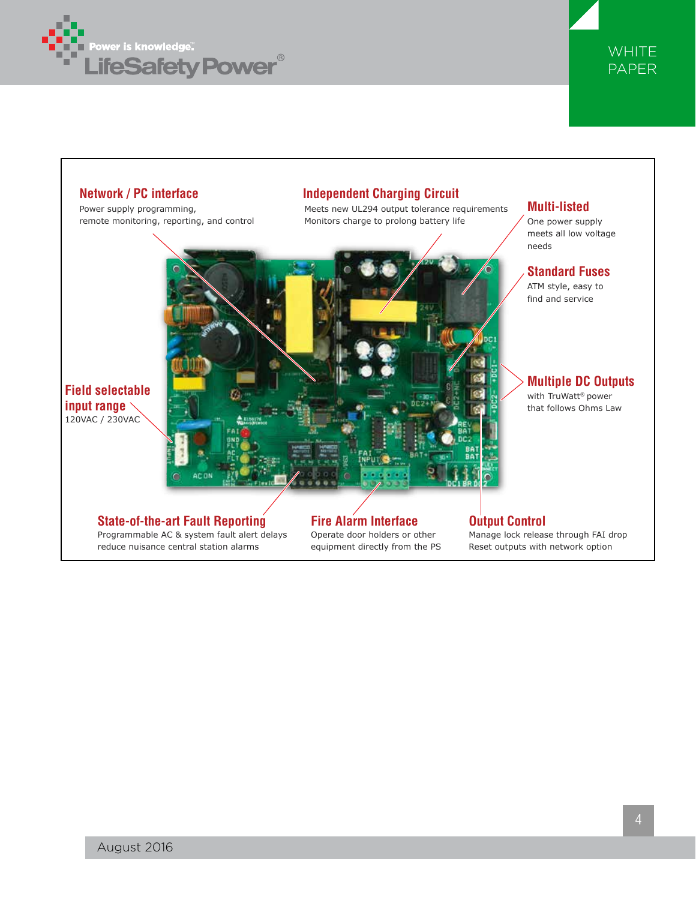**Network / PC interface**
Power supply programming, remote monitoring, reporting, and control

**Independent Charging Circuit**
Meets new UL294 output tolerance requirements
Monitors charge to prolong battery life

**Multi-listed**
One power supply meets all low voltage needs

**Standard Fuses**
ATM style, easy to find and service

**Field selectable input range**
120VAC / 230VAC

**Multiple DC Outputs**
with TruWatt® power that follows Ohms Law

**State-of-the-art Fault Reporting**
Programmable AC & system fault alert delays reduce nuisance central station alarms

**Fire Alarm Interface**
Operate door holders or other equipment directly from the PS

**Output Control**
Manage lock release through FAI drop
Reset outputs with network option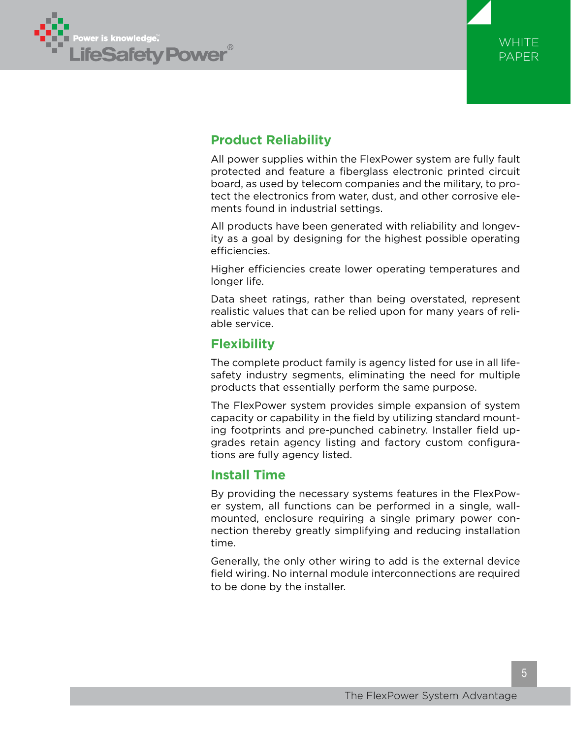## Product Reliability

All power supplies within the FlexPower system are fully fault protected and feature a fiberglass electronic printed circuit board, as used by telecom companies and the military, to protect the electronics from water, dust, and other corrosive elements found in industrial settings.

All products have been generated with reliability and longevity as a goal by designing for the highest possible operating efficiencies.

Higher efficiencies create lower operating temperatures and longer life.

Data sheet ratings, rather than being overstated, represent realistic values that can be relied upon for many years of reliable service.

## Flexibility

The complete product family is agency listed for use in all life-safety industry segments, eliminating the need for multiple products that essentially perform the same purpose.

The FlexPower system provides simple expansion of system capacity or capability in the field by utilizing standard mounting footprints and pre-punched cabinetry. Installer field upgrades retain agency listing and factory custom configurations are fully agency listed.

## Install Time

By providing the necessary systems features in the FlexPower system, all functions can be performed in a single, wall-mounted, enclosure requiring a single primary power connection thereby greatly simplifying and reducing installation time.

Generally, the only other wiring to add is the external device field wiring. No internal module interconnections are required to be done by the installer.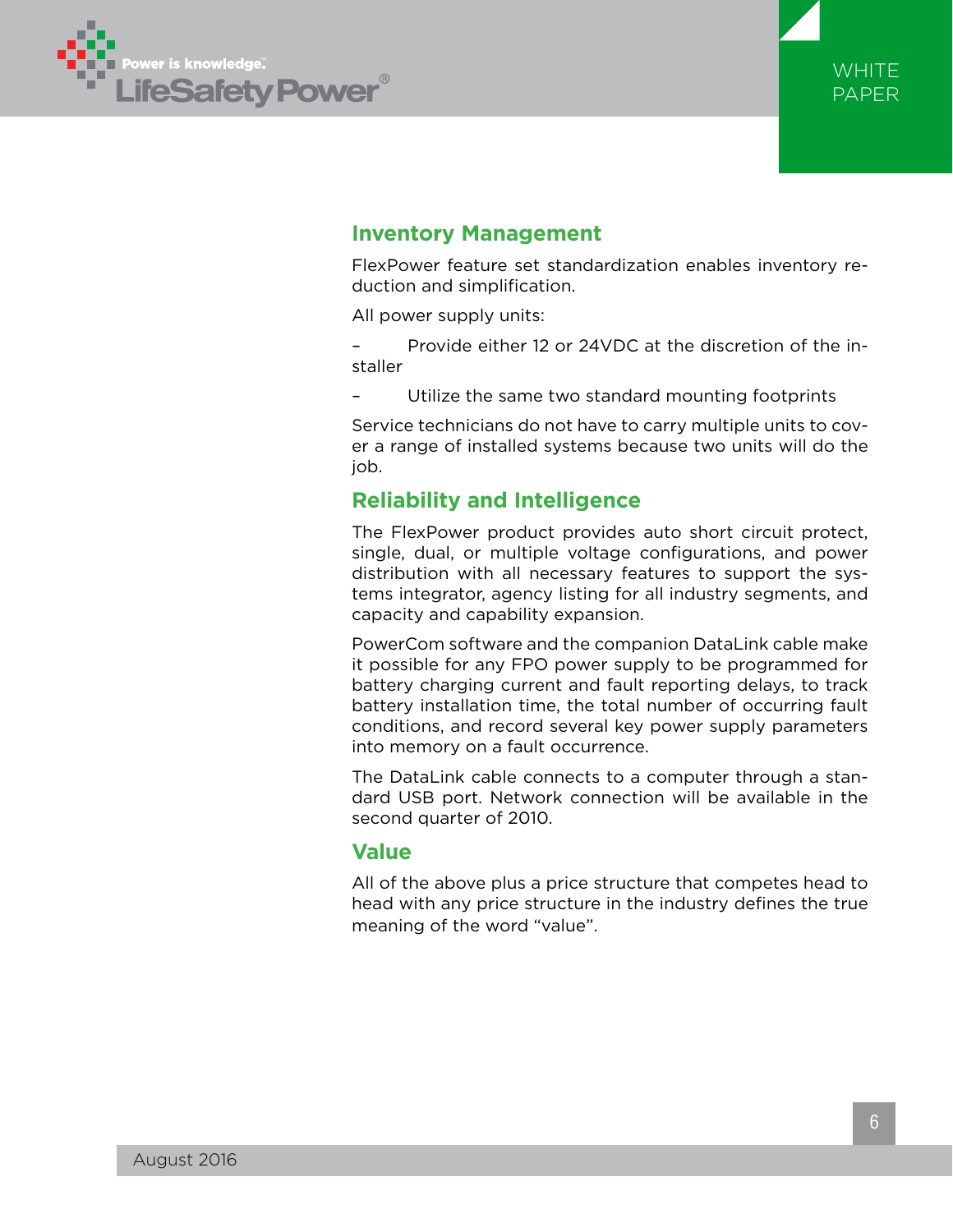## Inventory Management

FlexPower feature set standardization enables inventory reduction and simplification.

All power supply units:

- Provide either 12 or 24VDC at the discretion of the installer
- Utilize the same two standard mounting footprints

Service technicians do not have to carry multiple units to cover a range of installed systems because two units will do the job.

## Reliability and Intelligence

The FlexPower product provides auto short circuit protect, single, dual, or multiple voltage configurations, and power distribution with all necessary features to support the systems integrator, agency listing for all industry segments, and capacity and capability expansion.

PowerCom software and the companion DataLink cable make it possible for any FPO power supply to be programmed for battery charging current and fault reporting delays, to track battery installation time, the total number of occurring fault conditions, and record several key power supply parameters into memory on a fault occurrence.

The DataLink cable connects to a computer through a standard USB port. Network connection will be available in the second quarter of 2010.

## Value

All of the above plus a price structure that competes head to head with any price structure in the industry defines the true meaning of the word "value".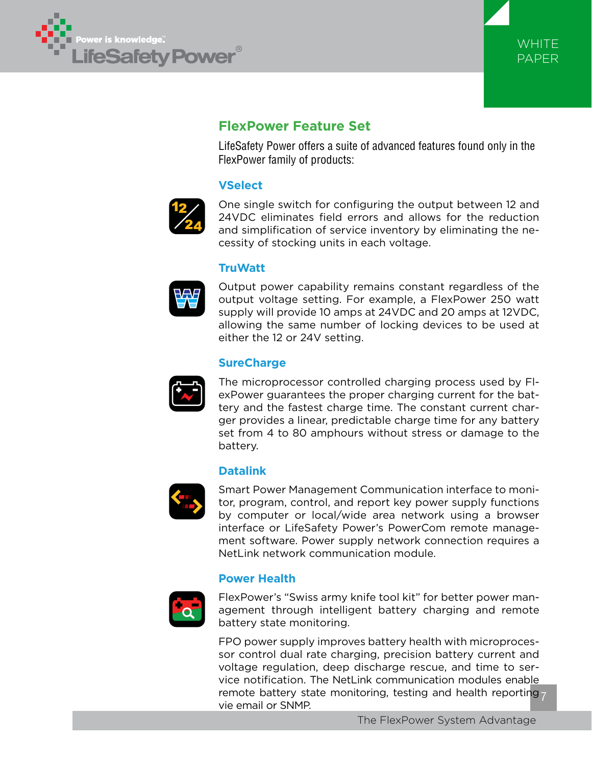## FlexPower Feature Set

LifeSafety Power offers a suite of advanced features found only in the FlexPower family of products:

### VSelect

One single switch for configuring the output between 12 and 24VDC eliminates field errors and allows for the reduction and simplification of service inventory by eliminating the necessity of stocking units in each voltage.

### TruWatt

Output power capability remains constant regardless of the output voltage setting. For example, a FlexPower 250 watt supply will provide 10 amps at 24VDC and 20 amps at 12VDC, allowing the same number of locking devices to be used at either the 12 or 24V setting.

### SureCharge

The microprocessor controlled charging process used by FlexPower guarantees the proper charging current for the battery and the fastest charge time. The constant current charger provides a linear, predictable charge time for any battery set from 4 to 80 amphours without stress or damage to the battery.

### Datalink

Smart Power Management Communication interface to monitor, program, control, and report key power supply functions by computer or local/wide area network using a browser interface or LifeSafety Power's PowerCom remote management software. Power supply network connection requires a NetLink network communication module.

### Power Health

FlexPower's "Swiss army knife tool kit" for better power management through intelligent battery charging and remote battery state monitoring.

FPO power supply improves battery health with microprocessor control dual rate charging, precision battery current and voltage regulation, deep discharge rescue, and time to service notification. The NetLink communication modules enable remote battery state monitoring, testing and health reporting vie email or SNMP.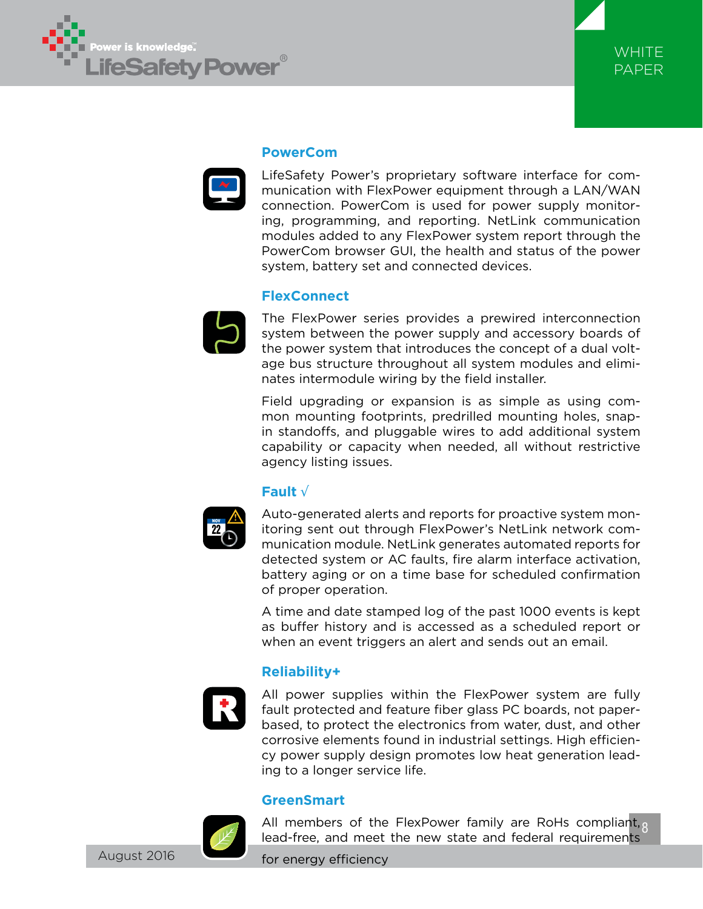## PowerCom

LifeSafety Power's proprietary software interface for communication with FlexPower equipment through a LAN/WAN connection. PowerCom is used for power supply monitoring, programming, and reporting. NetLink communication modules added to any FlexPower system report through the PowerCom browser GUI, the health and status of the power system, battery set and connected devices.

## FlexConnect

The FlexPower series provides a prewired interconnection system between the power supply and accessory boards of the power system that introduces the concept of a dual voltage bus structure throughout all system modules and eliminates intermodule wiring by the field installer.

Field upgrading or expansion is as simple as using common mounting footprints, predrilled mounting holes, snap-in standoffs, and pluggable wires to add additional system capability or capacity when needed, all without restrictive agency listing issues.

## Fault √

Auto-generated alerts and reports for proactive system monitoring sent out through FlexPower's NetLink network communication module. NetLink generates automated reports for detected system or AC faults, fire alarm interface activation, battery aging or on a time base for scheduled confirmation of proper operation.

A time and date stamped log of the past 1000 events is kept as buffer history and is accessed as a scheduled report or when an event triggers an alert and sends out an email.

## Reliability+

All power supplies within the FlexPower system are fully fault protected and feature fiber glass PC boards, not paper-based, to protect the electronics from water, dust, and other corrosive elements found in industrial settings. High efficiency power supply design promotes low heat generation leading to a longer service life.

## GreenSmart

All members of the FlexPower family are RoHs compliant, lead-free, and meet the new state and federal requirements for energy efficiency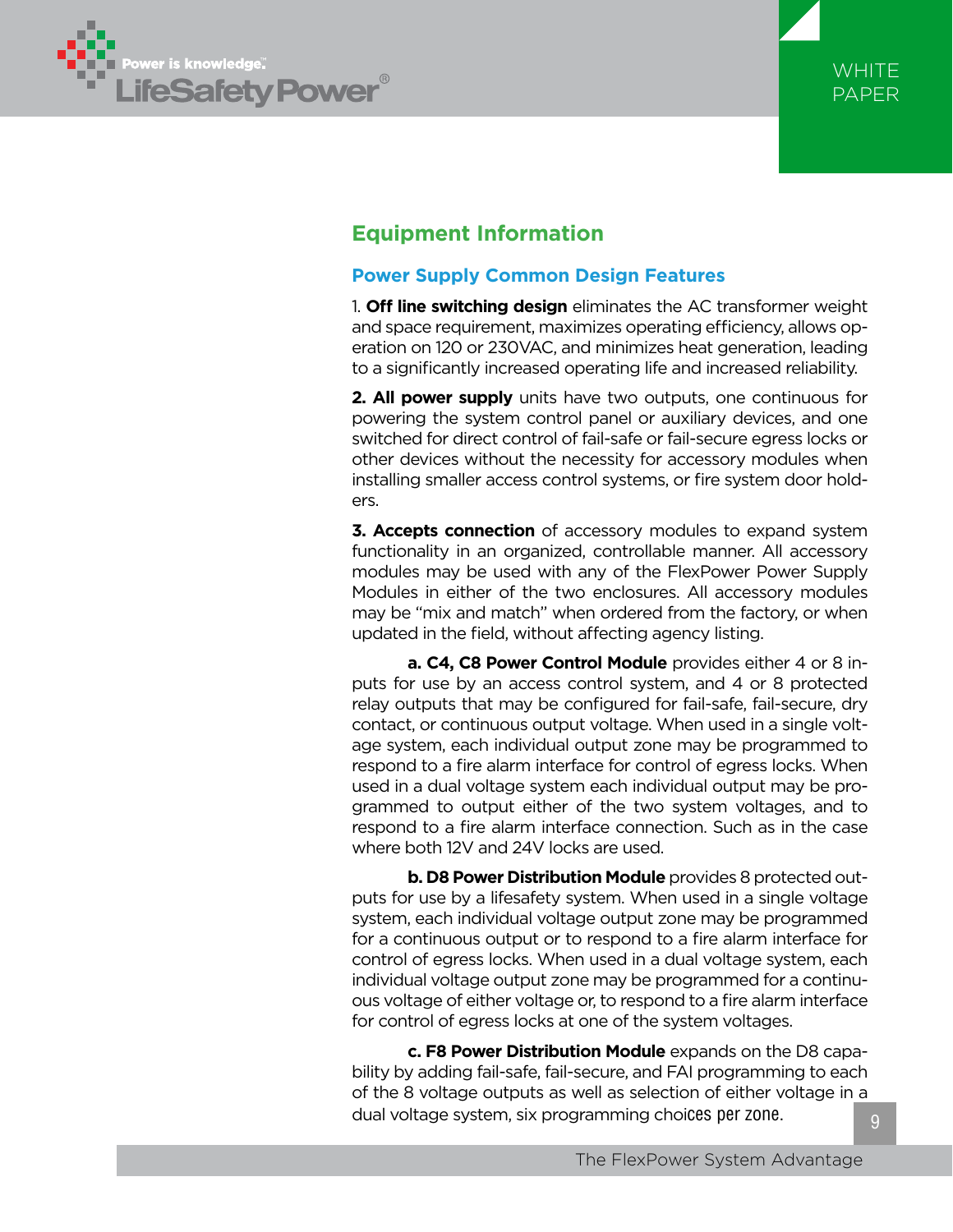## Equipment Information

### Power Supply Common Design Features

1. **Off line switching design** eliminates the AC transformer weight and space requirement, maximizes operating efficiency, allows operation on 120 or 230VAC, and minimizes heat generation, leading to a significantly increased operating life and increased reliability.

**2. All power supply** units have two outputs, one continuous for powering the system control panel or auxiliary devices, and one switched for direct control of fail-safe or fail-secure egress locks or other devices without the necessity for accessory modules when installing smaller access control systems, or fire system door holders.

**3. Accepts connection** of accessory modules to expand system functionality in an organized, controllable manner. All accessory modules may be used with any of the FlexPower Power Supply Modules in either of the two enclosures. All accessory modules may be "mix and match" when ordered from the factory, or when updated in the field, without affecting agency listing.

**a. C4, C8 Power Control Module** provides either 4 or 8 inputs for use by an access control system, and 4 or 8 protected relay outputs that may be configured for fail-safe, fail-secure, dry contact, or continuous output voltage. When used in a single voltage system, each individual output zone may be programmed to respond to a fire alarm interface for control of egress locks. When used in a dual voltage system each individual output may be programmed to output either of the two system voltages, and to respond to a fire alarm interface connection. Such as in the case where both 12V and 24V locks are used.

**b. D8 Power Distribution Module** provides 8 protected outputs for use by a lifesafety system. When used in a single voltage system, each individual voltage output zone may be programmed for a continuous output or to respond to a fire alarm interface for control of egress locks. When used in a dual voltage system, each individual voltage output zone may be programmed for a continuous voltage of either voltage or, to respond to a fire alarm interface for control of egress locks at one of the system voltages.

**c. F8 Power Distribution Module** expands on the D8 capability by adding fail-safe, fail-secure, and FAI programming to each of the 8 voltage outputs as well as selection of either voltage in a dual voltage system, six programming choices per zone.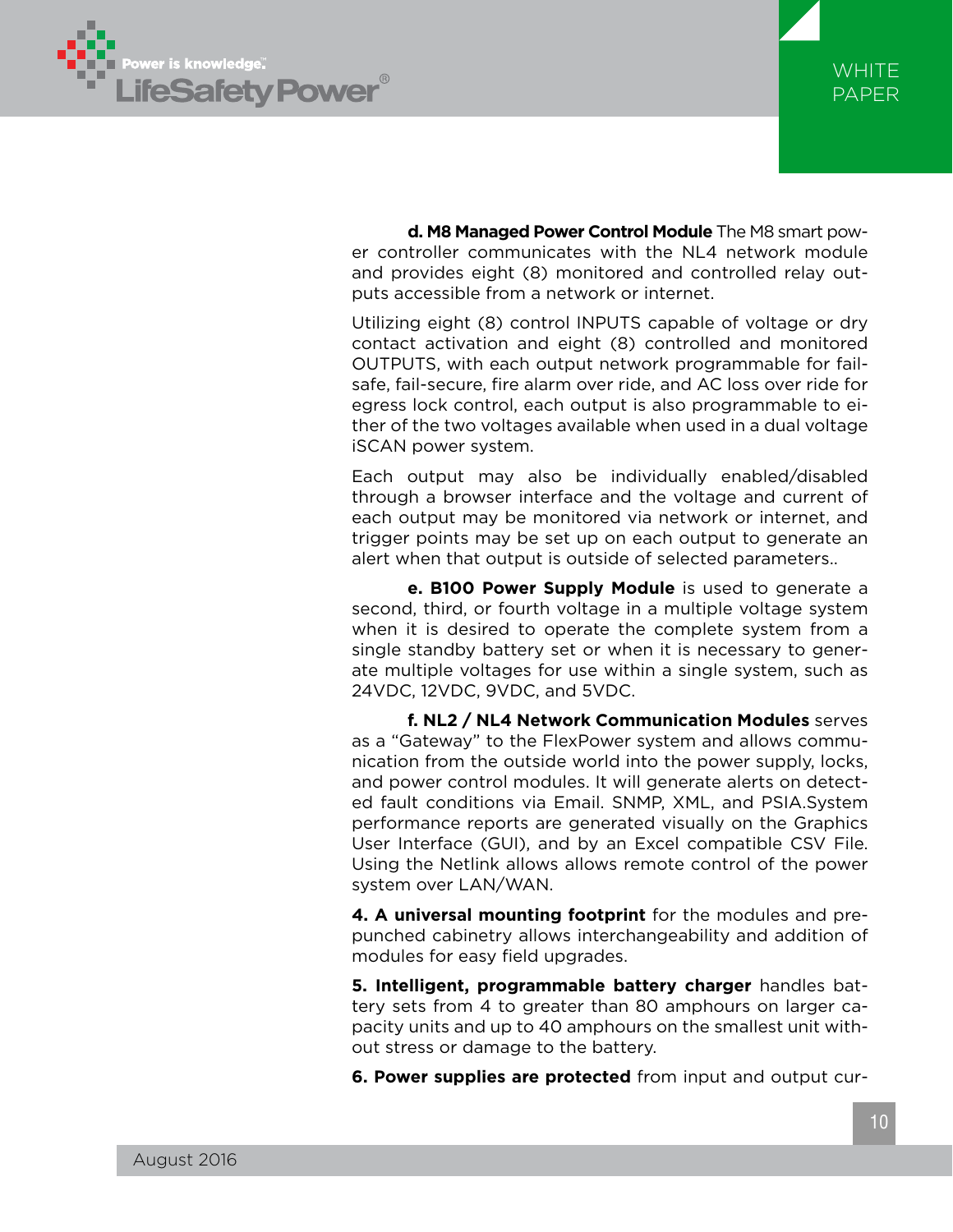**d. M8 Managed Power Control Module** The M8 smart power controller communicates with the NL4 network module and provides eight (8) monitored and controlled relay outputs accessible from a network or internet.

Utilizing eight (8) control INPUTS capable of voltage or dry contact activation and eight (8) controlled and monitored OUTPUTS, with each output network programmable for fail-safe, fail-secure, fire alarm over ride, and AC loss over ride for egress lock control, each output is also programmable to either of the two voltages available when used in a dual voltage iSCAN power system.

Each output may also be individually enabled/disabled through a browser interface and the voltage and current of each output may be monitored via network or internet, and trigger points may be set up on each output to generate an alert when that output is outside of selected parameters..

**e. B100 Power Supply Module** is used to generate a second, third, or fourth voltage in a multiple voltage system when it is desired to operate the complete system from a single standby battery set or when it is necessary to generate multiple voltages for use within a single system, such as 24VDC, 12VDC, 9VDC, and 5VDC.

**f. NL2 / NL4 Network Communication Modules** serves as a "Gateway" to the FlexPower system and allows communication from the outside world into the power supply, locks, and power control modules. It will generate alerts on detected fault conditions via Email. SNMP, XML, and PSIA.System performance reports are generated visually on the Graphics User Interface (GUI), and by an Excel compatible CSV File. Using the Netlink allows allows remote control of the power system over LAN/WAN.

**4. A universal mounting footprint** for the modules and pre-punched cabinetry allows interchangeability and addition of modules for easy field upgrades.

**5. Intelligent, programmable battery charger** handles battery sets from 4 to greater than 80 amphours on larger capacity units and up to 40 amphours on the smallest unit without stress or damage to the battery.

**6. Power supplies are protected** from input and output cur-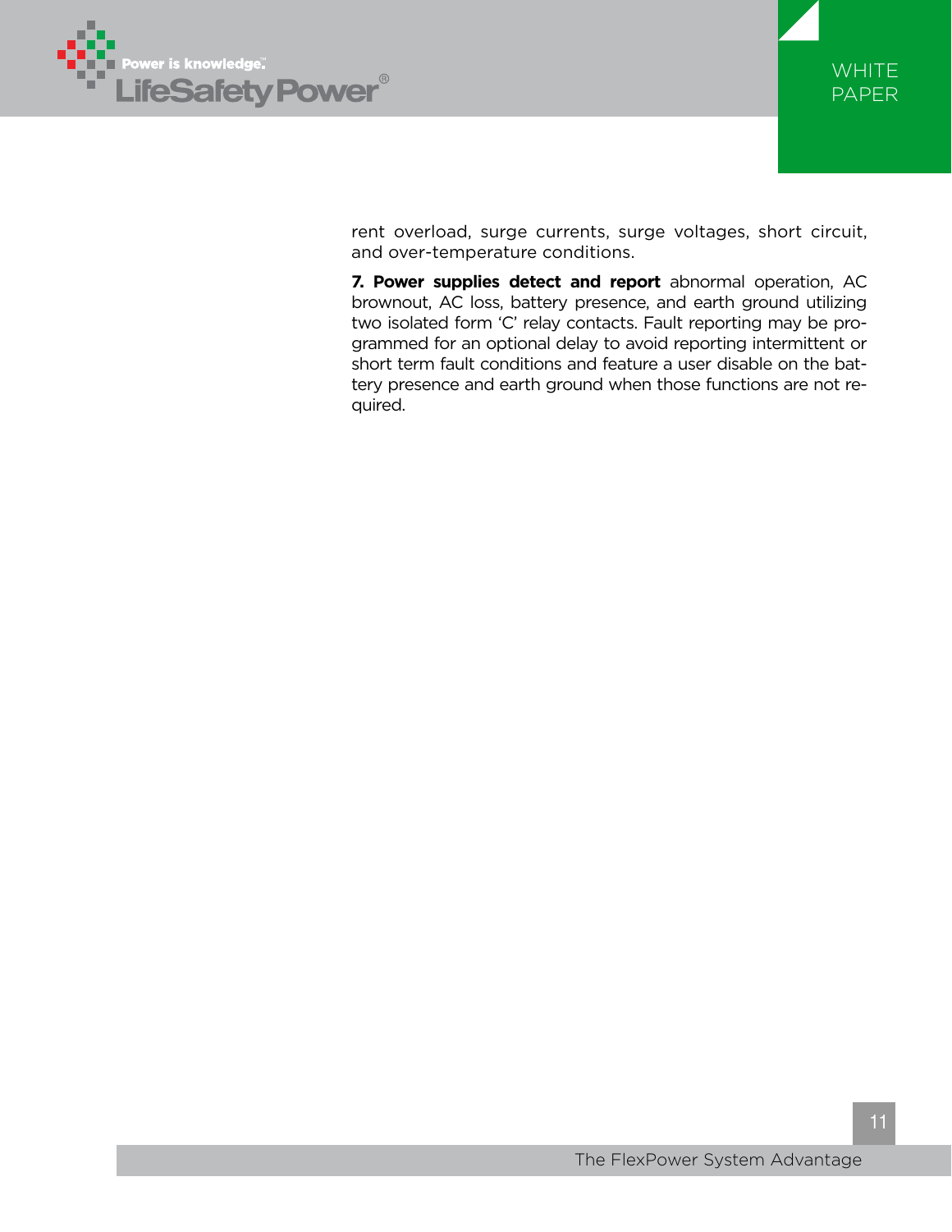rent overload, surge currents, surge voltages, short circuit, and over-temperature conditions.

**7. Power supplies detect and report** abnormal operation, AC brownout, AC loss, battery presence, and earth ground utilizing two isolated form ‘C’ relay contacts. Fault reporting may be programmed for an optional delay to avoid reporting intermittent or short term fault conditions and feature a user disable on the battery presence and earth ground when those functions are not required.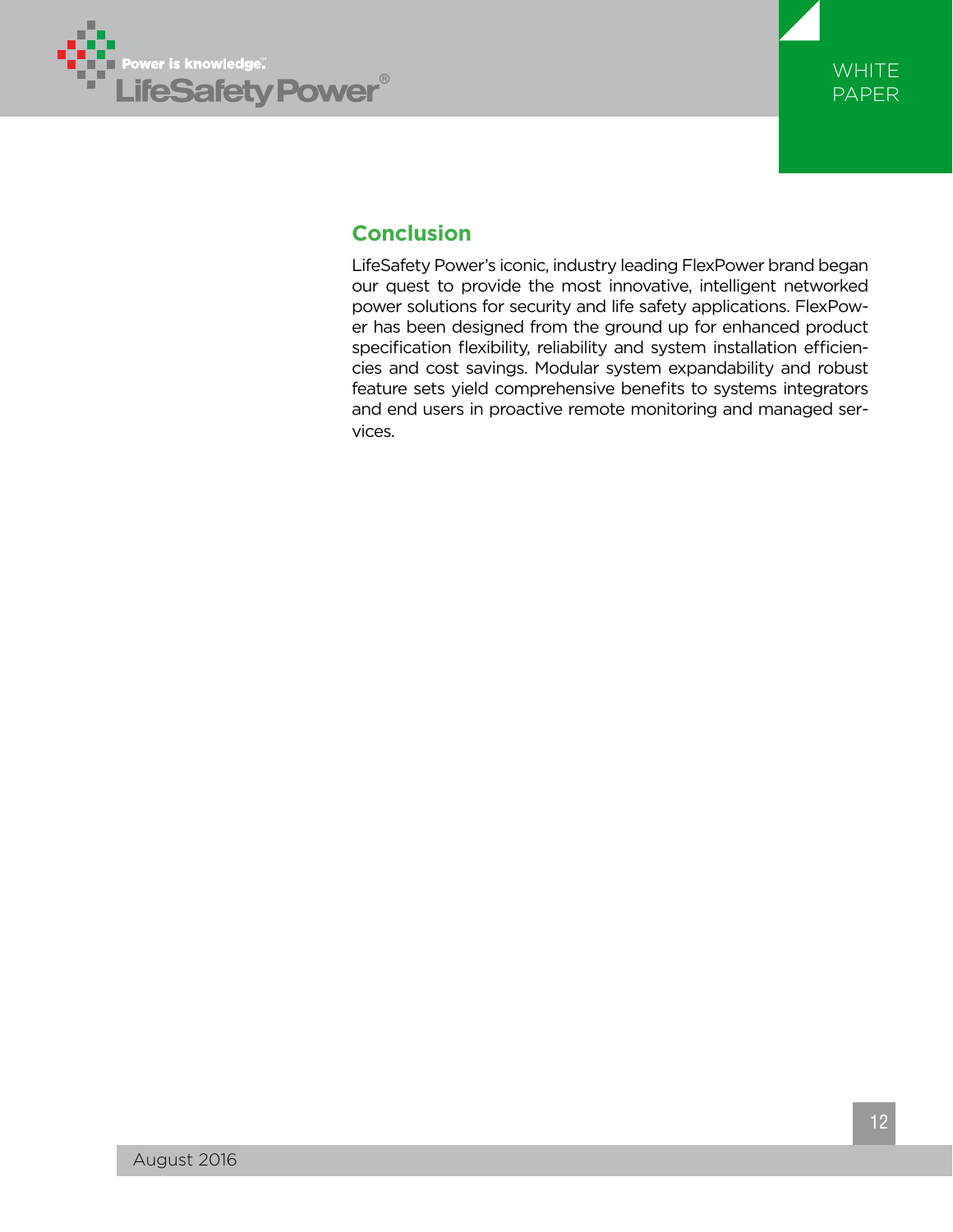## Conclusion

LifeSafety Power's iconic, industry leading FlexPower brand began our quest to provide the most innovative, intelligent networked power solutions for security and life safety applications. FlexPower has been designed from the ground up for enhanced product specification flexibility, reliability and system installation efficiencies and cost savings. Modular system expandability and robust feature sets yield comprehensive benefits to systems integrators and end users in proactive remote monitoring and managed services.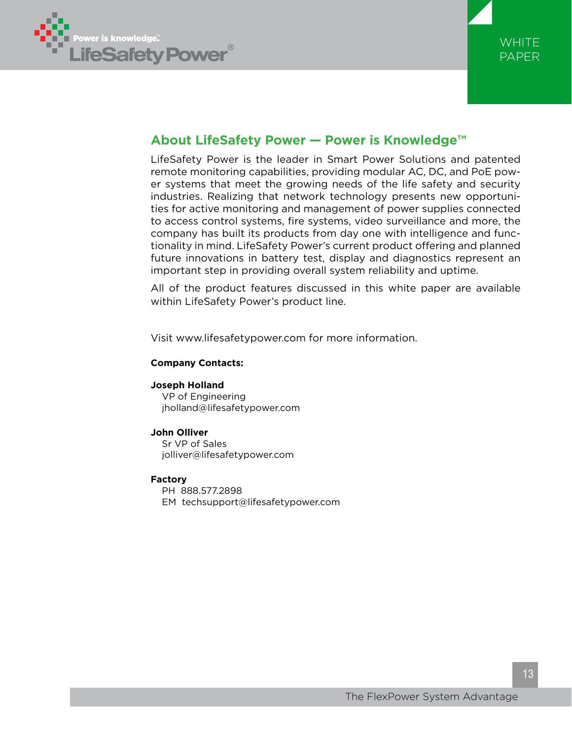## About LifeSafety Power — Power is Knowledge™

LifeSafety Power is the leader in Smart Power Solutions and patented remote monitoring capabilities, providing modular AC, DC, and PoE power systems that meet the growing needs of the life safety and security industries. Realizing that network technology presents new opportunities for active monitoring and management of power supplies connected to access control systems, fire systems, video surveillance and more, the company has built its products from day one with intelligence and functionality in mind. LifeSafety Power's current product offering and planned future innovations in battery test, display and diagnostics represent an important step in providing overall system reliability and uptime.

All of the product features discussed in this white paper are available within LifeSafety Power's product line.

Visit www.lifesafetypower.com for more information.

**Company Contacts:**

**Joseph Holland**
VP of Engineering
jholland@lifesafetypower.com

**John Olliver**
Sr VP of Sales
jolliver@lifesafetypower.com

**Factory**
PH 888.577.2898
EM techsupport@lifesafetypower.com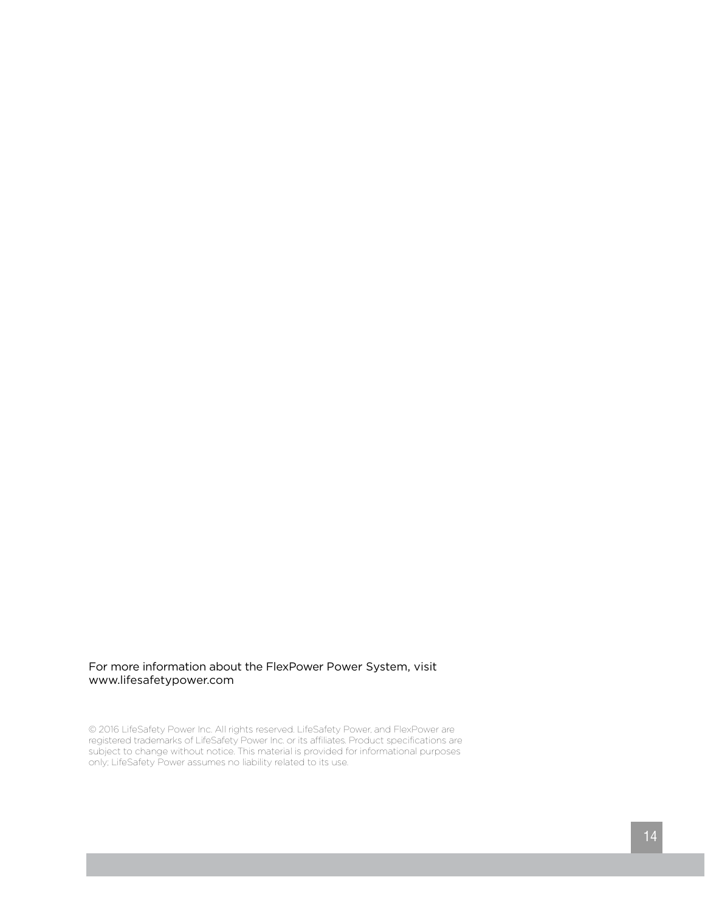For more information about the FlexPower Power System, visit www.lifesafetypower.com

© 2016 LifeSafety Power Inc. All rights reserved. LifeSafety Power, and FlexPower are registered trademarks of LifeSafety Power Inc. or its affiliates. Product specifications are subject to change without notice. This material is provided for informational purposes only; LifeSafety Power assumes no liability related to its use.